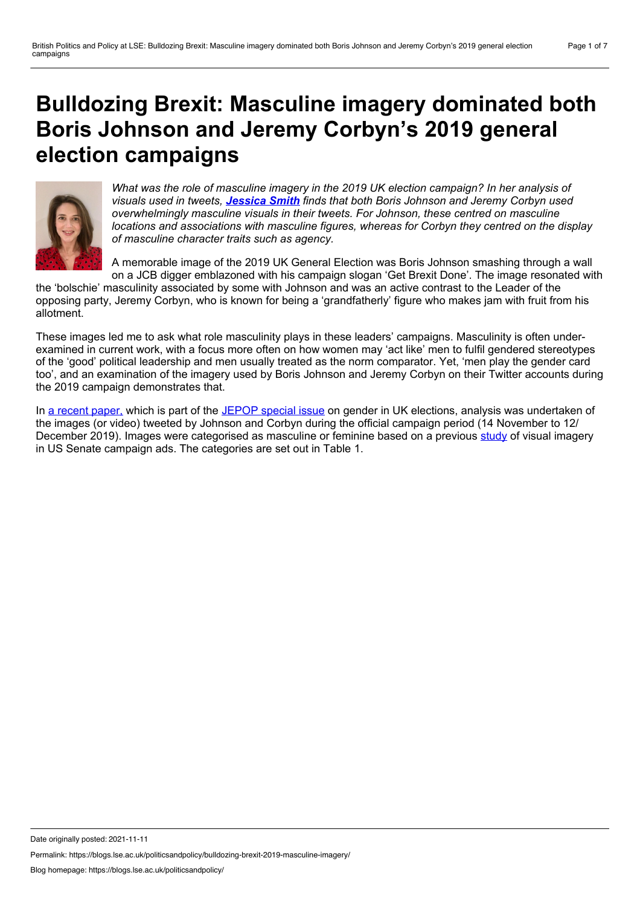# Bulldozing Brexit: Masculine imagery dominated both Boris Johnson and Jeremy Corbyn's 2019 general election campaigns

*What was the role of masculine imagery in the 2019 UK election campaign? In her analysis of visuals used in tweets, **Jessica Smith** finds that both Boris Johnson and Jeremy Corbyn used overwhelmingly masculine visuals in their tweets. For Johnson, these centred on masculine locations and associations with masculine figures, whereas for Corbyn they centred on the display of masculine character traits such as agency.*

A memorable image of the 2019 UK General Election was Boris Johnson smashing through a wall on a JCB digger emblazoned with his campaign slogan 'Get Brexit Done'. The image resonated with the 'bolschie' masculinity associated by some with Johnson and was an active contrast to the Leader of the opposing party, Jeremy Corbyn, who is known for being a 'grandfatherly' figure who makes jam with fruit from his allotment.

These images led me to ask what role masculinity plays in these leaders' campaigns. Masculinity is often under-examined in current work, with a focus more often on how women may 'act like' men to fulfil gendered stereotypes of the 'good' political leadership and men usually treated as the norm comparator. Yet, 'men play the gender card too', and an examination of the imagery used by Boris Johnson and Jeremy Corbyn on their Twitter accounts during the 2019 campaign demonstrates that.

In a recent paper, which is part of the JEPOP special issue on gender in UK elections, analysis was undertaken of the images (or video) tweeted by Johnson and Corbyn during the official campaign period (14 November to 12/ December 2019). Images were categorised as masculine or feminine based on a previous study of visual imagery in US Senate campaign ads. The categories are set out in Table 1.

Date originally posted: 2021-11-11

Permalink: https://blogs.lse.ac.uk/politicsandpolicy/bulldozing-brexit-2019-masculine-imagery/

Blog homepage: https://blogs.lse.ac.uk/politicsandpolicy/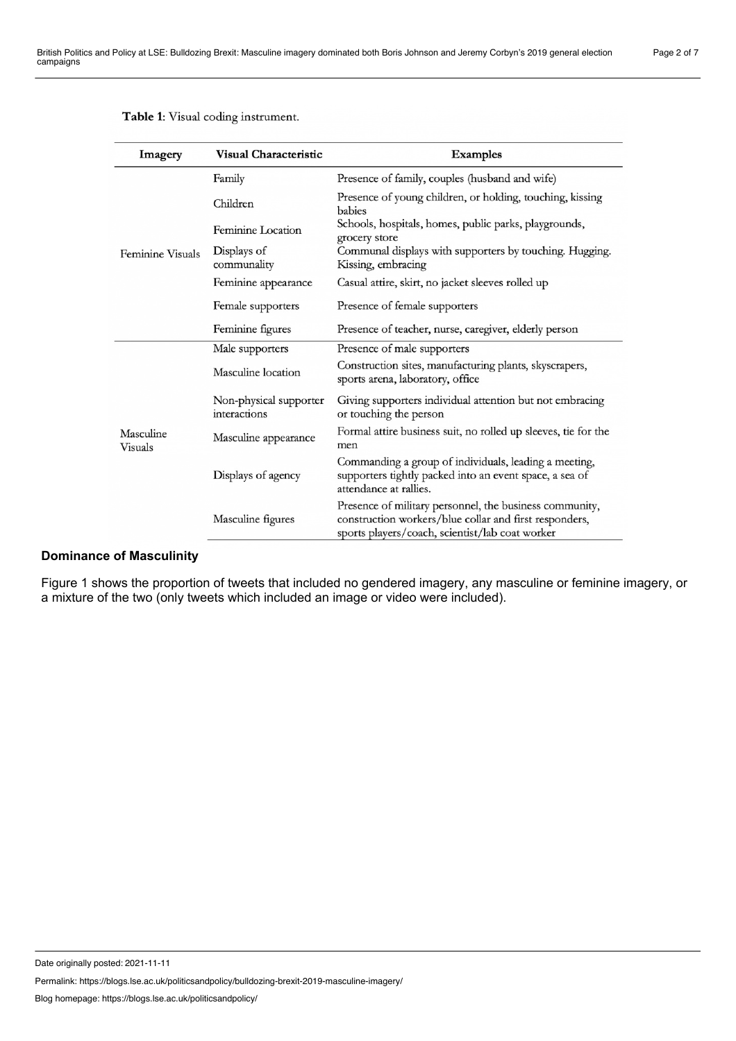**Table 1**: Visual coding instrument.

| Imagery | Visual Characteristic | Examples |
|---|---|---|
| Feminine Visuals | Family | Presence of family, couples (husband and wife) |
| | Children | Presence of young children, or holding, touching, kissing babies |
| | Feminine Location | Schools, hospitals, homes, public parks, playgrounds, grocery store |
| | Displays of communality | Communal displays with supporters by touching. Hugging. Kissing, embracing |
| | Feminine appearance | Casual attire, skirt, no jacket sleeves rolled up |
| | Female supporters | Presence of female supporters |
| | Feminine figures | Presence of teacher, nurse, caregiver, elderly person |
| Masculine Visuals | Male supporters | Presence of male supporters |
| | Masculine location | Construction sites, manufacturing plants, skyscrapers, sports arena, laboratory, office |
| | Non-physical supporter interactions | Giving supporters individual attention but not embracing or touching the person |
| | Masculine appearance | Formal attire business suit, no rolled up sleeves, tie for the men |
| | Displays of agency | Commanding a group of individuals, leading a meeting, supporters tightly packed into an event space, a sea of attendance at rallies. |
| | Masculine figures | Presence of military personnel, the business community, construction workers/blue collar and first responders, sports players/coach, scientist/lab coat worker |

### Dominance of Masculinity

Figure 1 shows the proportion of tweets that included no gendered imagery, any masculine or feminine imagery, or a mixture of the two (only tweets which included an image or video were included).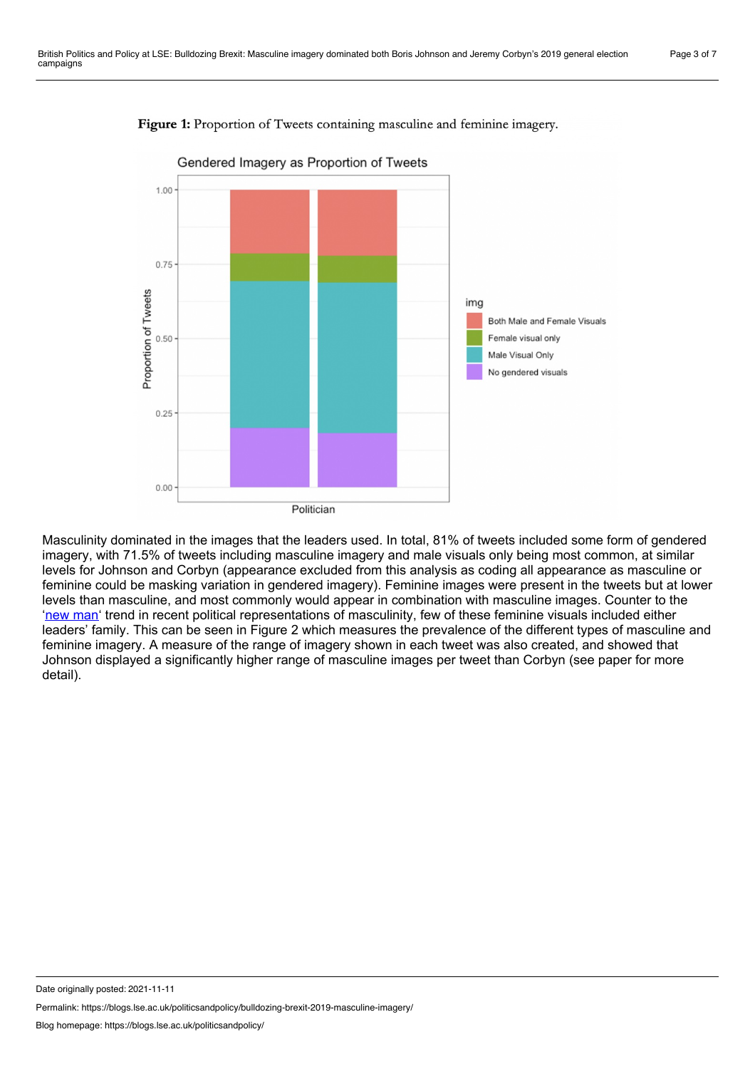**Figure 1:** Proportion of Tweets containing masculine and feminine imagery.

Masculinity dominated in the images that the leaders used. In total, 81% of tweets included some form of gendered imagery, with 71.5% of tweets including masculine imagery and male visuals only being most common, at similar levels for Johnson and Corbyn (appearance excluded from this analysis as coding all appearance as masculine or feminine could be masking variation in gendered imagery). Feminine images were present in the tweets but at lower levels than masculine, and most commonly would appear in combination with masculine images. Counter to the '[new man](#)' trend in recent political representations of masculinity, few of these feminine visuals included either leaders' family. This can be seen in Figure 2 which measures the prevalence of the different types of masculine and feminine imagery. A measure of the range of imagery shown in each tweet was also created, and showed that Johnson displayed a significantly higher range of masculine images per tweet than Corbyn (see paper for more detail).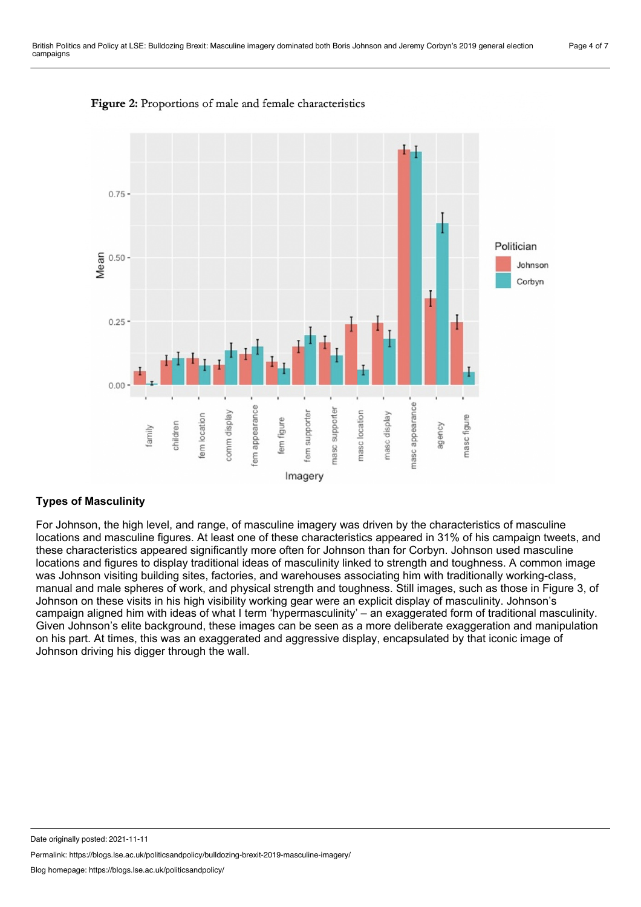**Figure 2:** Proportions of male and female characteristics

### Types of Masculinity

For Johnson, the high level, and range, of masculine imagery was driven by the characteristics of masculine locations and masculine figures. At least one of these characteristics appeared in 31% of his campaign tweets, and these characteristics appeared significantly more often for Johnson than for Corbyn. Johnson used masculine locations and figures to display traditional ideas of masculinity linked to strength and toughness. A common image was Johnson visiting building sites, factories, and warehouses associating him with traditionally working-class, manual and male spheres of work, and physical strength and toughness. Still images, such as those in Figure 3, of Johnson on these visits in his high visibility working gear were an explicit display of masculinity. Johnson's campaign aligned him with ideas of what I term 'hypermasculinity' – an exaggerated form of traditional masculinity. Given Johnson's elite background, these images can be seen as a more deliberate exaggeration and manipulation on his part. At times, this was an exaggerated and aggressive display, encapsulated by that iconic image of Johnson driving his digger through the wall.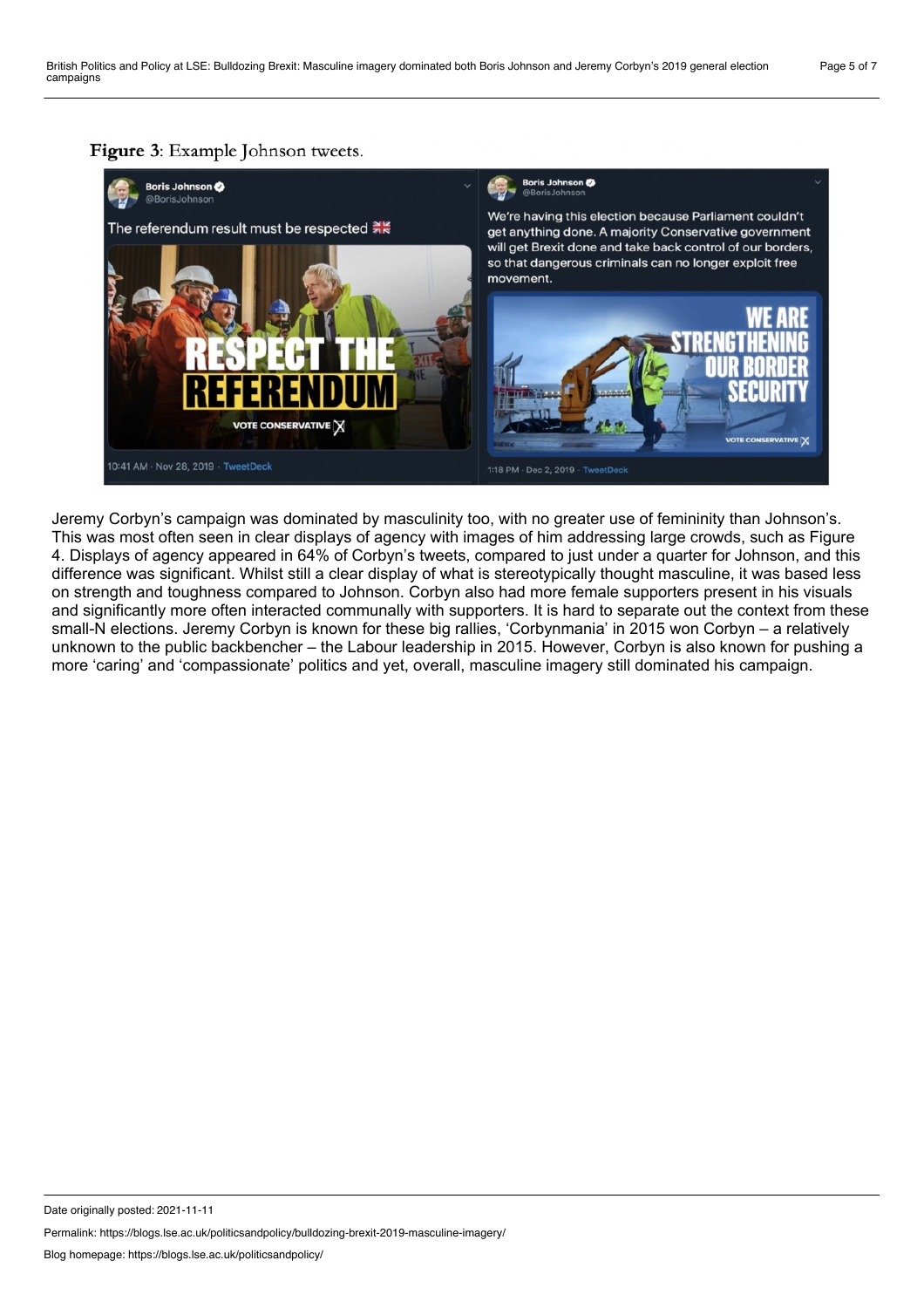**Figure 3**: Example Johnson tweets.

Jeremy Corbyn's campaign was dominated by masculinity too, with no greater use of femininity than Johnson's. This was most often seen in clear displays of agency with images of him addressing large crowds, such as Figure 4. Displays of agency appeared in 64% of Corbyn's tweets, compared to just under a quarter for Johnson, and this difference was significant. Whilst still a clear display of what is stereotypically thought masculine, it was based less on strength and toughness compared to Johnson. Corbyn also had more female supporters present in his visuals and significantly more often interacted communally with supporters. It is hard to separate out the context from these small-N elections. Jeremy Corbyn is known for these big rallies, 'Corbynmania' in 2015 won Corbyn – a relatively unknown to the public backbencher – the Labour leadership in 2015. However, Corbyn is also known for pushing a more 'caring' and 'compassionate' politics and yet, overall, masculine imagery still dominated his campaign.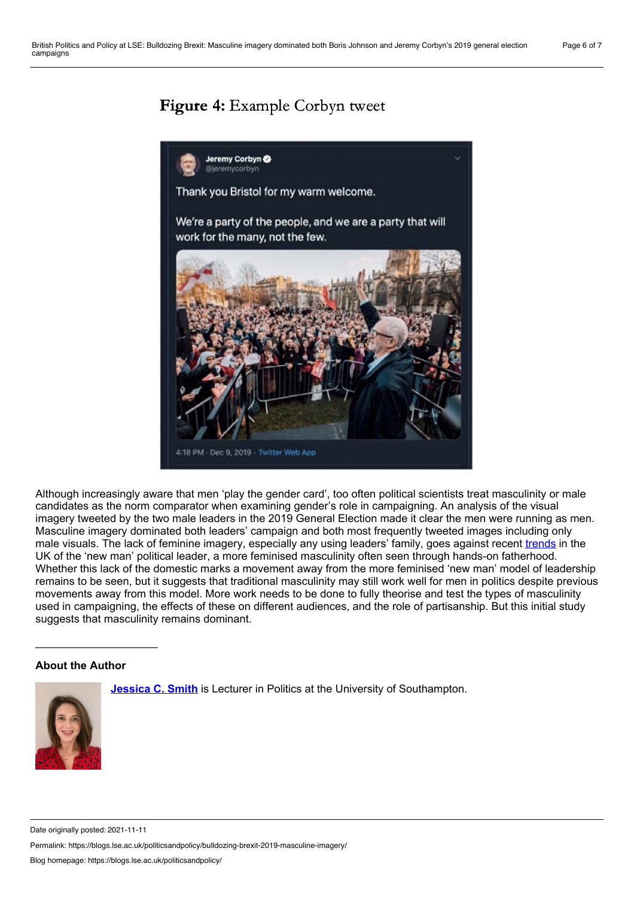**Figure 4:** Example Corbyn tweet

Although increasingly aware that men 'play the gender card', too often political scientists treat masculinity or male candidates as the norm comparator when examining gender's role in campaigning. An analysis of the visual imagery tweeted by the two male leaders in the 2019 General Election made it clear the men were running as men. Masculine imagery dominated both leaders' campaign and both most frequently tweeted images including only male visuals. The lack of feminine imagery, especially any using leaders' family, goes against recent trends in the UK of the 'new man' political leader, a more feminised masculinity often seen through hands-on fatherhood. Whether this lack of the domestic marks a movement away from the more feminised 'new man' model of leadership remains to be seen, but it suggests that traditional masculinity may still work well for men in politics despite previous movements away from this model. More work needs to be done to fully theorise and test the types of masculinity used in campaigning, the effects of these on different audiences, and the role of partisanship. But this initial study suggests that masculinity remains dominant.

---

**About the Author**

**Jessica C. Smith** is Lecturer in Politics at the University of Southampton.

Date originally posted: 2021-11-11

Permalink: https://blogs.lse.ac.uk/politicsandpolicy/bulldozing-brexit-2019-masculine-imagery/

Blog homepage: https://blogs.lse.ac.uk/politicsandpolicy/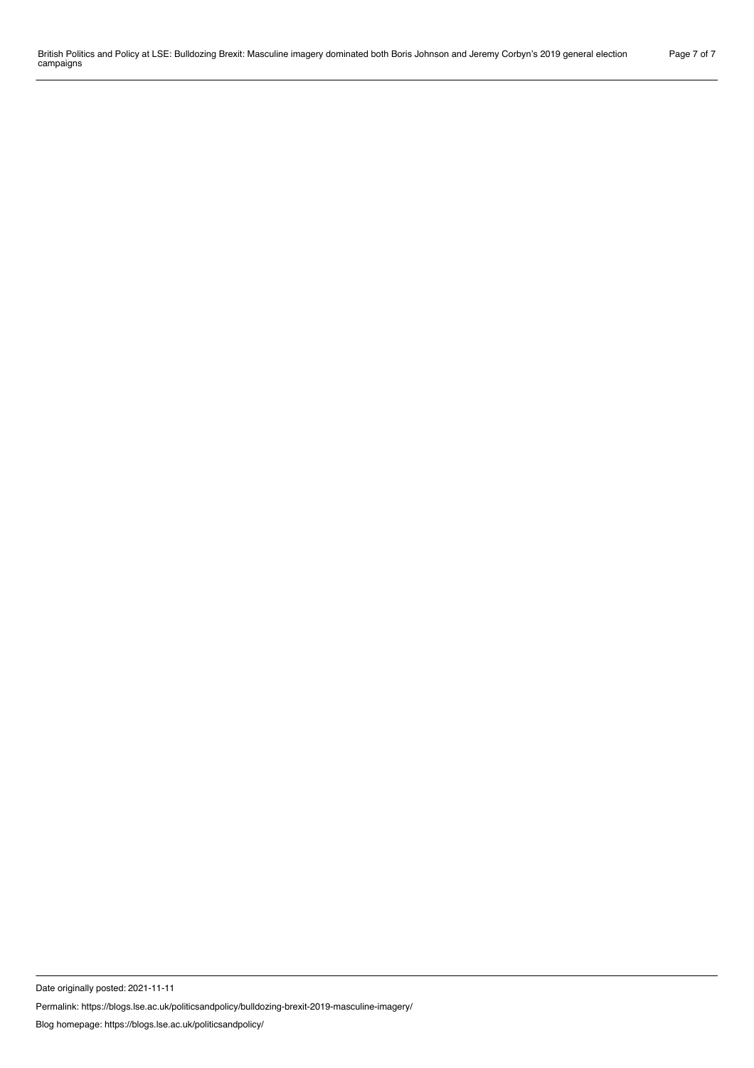Date originally posted: 2021-11-11

Permalink: https://blogs.lse.ac.uk/politicsandpolicy/bulldozing-brexit-2019-masculine-imagery/

Blog homepage: https://blogs.lse.ac.uk/politicsandpolicy/